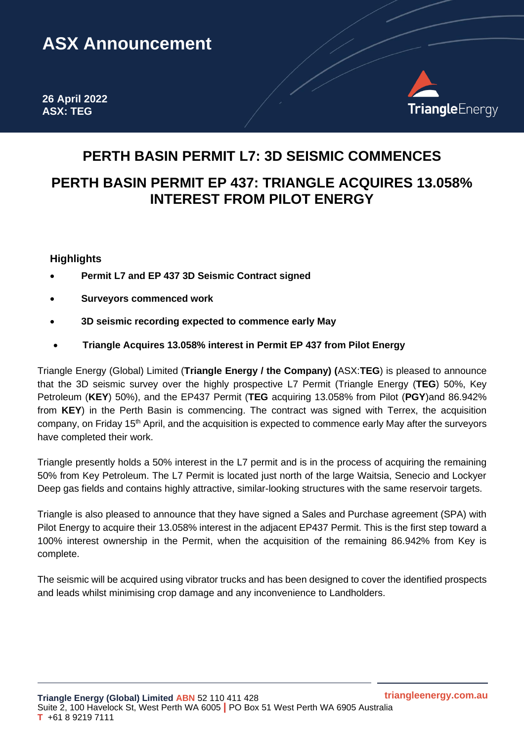# ASX Announcement

**26 April 2022**
**ASX: TEG**

## PERTH BASIN PERMIT L7: 3D SEISMIC COMMENCES

## PERTH BASIN PERMIT EP 437: TRIANGLE ACQUIRES 13.058% INTEREST FROM PILOT ENERGY

### Highlights

- **Permit L7 and EP 437 3D Seismic Contract signed**
- **Surveyors commenced work**
- **3D seismic recording expected to commence early May**
- **Triangle Acquires 13.058% interest in Permit EP 437 from Pilot Energy**

Triangle Energy (Global) Limited (**Triangle Energy / the Company) (**ASX:**TEG**) is pleased to announce that the 3D seismic survey over the highly prospective L7 Permit (Triangle Energy (**TEG**) 50%, Key Petroleum (**KEY**) 50%), and the EP437 Permit (**TEG** acquiring 13.058% from Pilot (**PGY**)and 86.942% from **KEY**) in the Perth Basin is commencing. The contract was signed with Terrex, the acquisition company, on Friday 15th April, and the acquisition is expected to commence early May after the surveyors have completed their work.

Triangle presently holds a 50% interest in the L7 permit and is in the process of acquiring the remaining 50% from Key Petroleum. The L7 Permit is located just north of the large Waitsia, Senecio and Lockyer Deep gas fields and contains highly attractive, similar-looking structures with the same reservoir targets.

Triangle is also pleased to announce that they have signed a Sales and Purchase agreement (SPA) with Pilot Energy to acquire their 13.058% interest in the adjacent EP437 Permit. This is the first step toward a 100% interest ownership in the Permit, when the acquisition of the remaining 86.942% from Key is complete.

The seismic will be acquired using vibrator trucks and has been designed to cover the identified prospects and leads whilst minimising crop damage and any inconvenience to Landholders.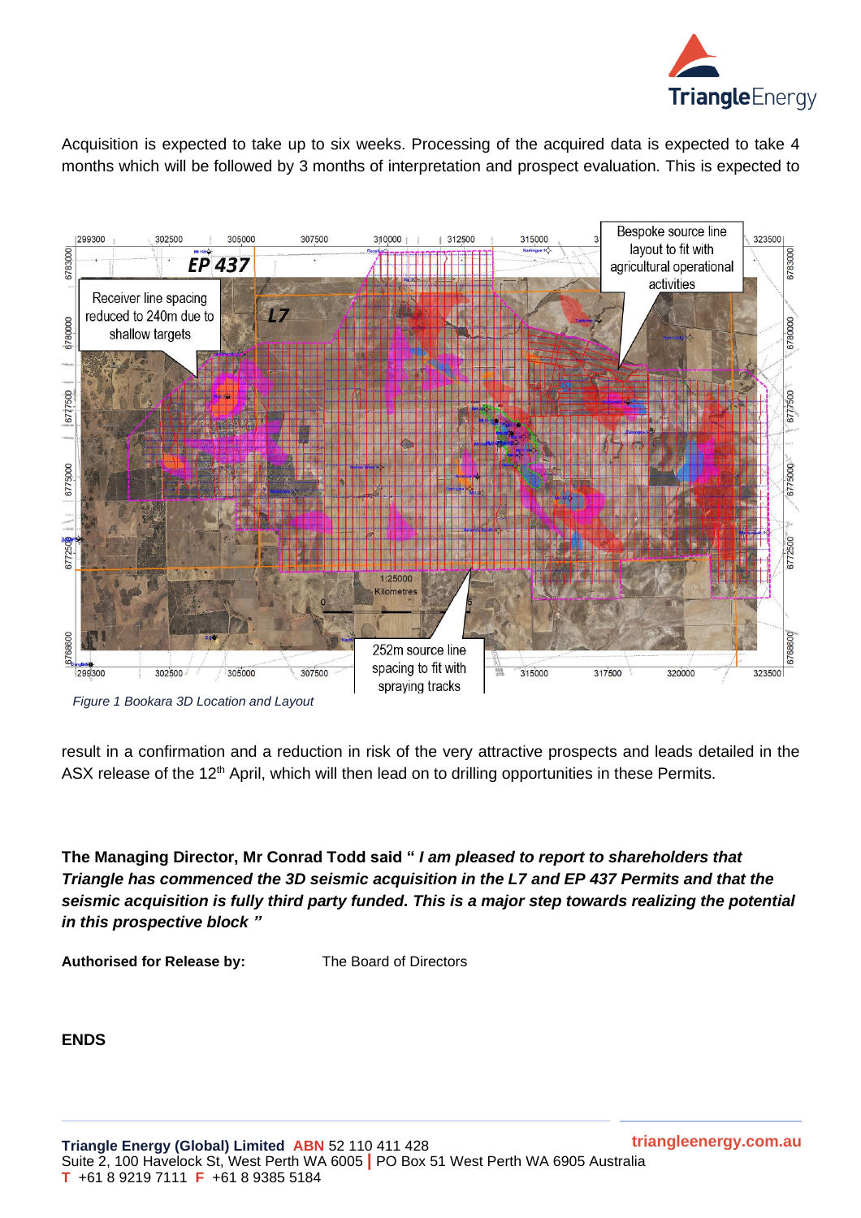Acquisition is expected to take up to six weeks. Processing of the acquired data is expected to take 4 months which will be followed by 3 months of interpretation and prospect evaluation. This is expected to

*Figure 1 Bookara 3D Location and Layout*

result in a confirmation and a reduction in risk of the very attractive prospects and leads detailed in the ASX release of the 12th April, which will then lead on to drilling opportunities in these Permits.

**The Managing Director, Mr Conrad Todd said "** ***I am pleased to report to shareholders that Triangle has commenced the 3D seismic acquisition in the L7 and EP 437 Permits and that the seismic acquisition is fully third party funded. This is a major step towards realizing the potential in this prospective block "***

**Authorised for Release by:** The Board of Directors

**ENDS**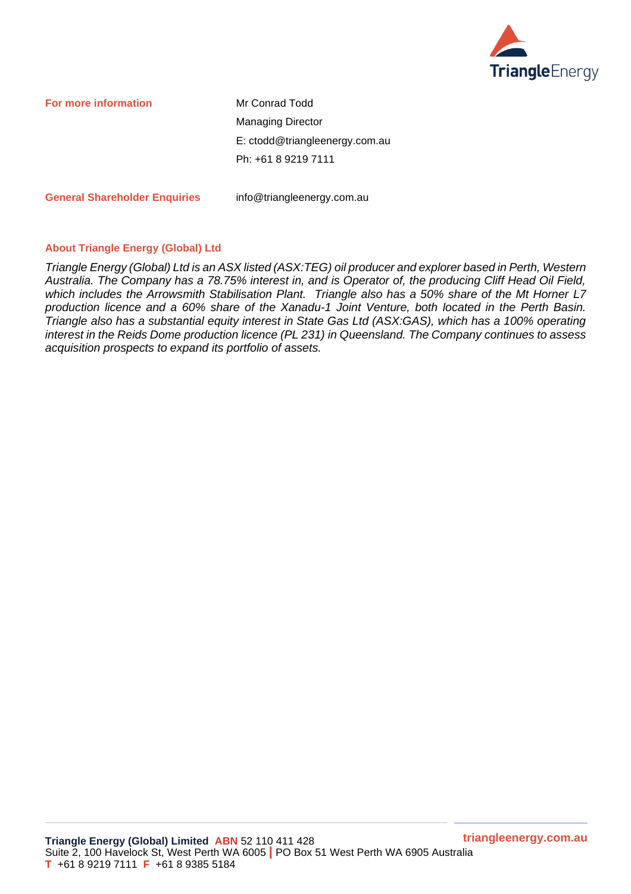| | |
|---|---|
| **For more information** | Mr Conrad Todd<br>Managing Director<br>E: ctodd@triangleenergy.com.au<br>Ph: +61 8 9219 7111 |
| **General Shareholder Enquiries** | info@triangleenergy.com.au |

**About Triangle Energy (Global) Ltd**

*Triangle Energy (Global) Ltd is an ASX listed (ASX:TEG) oil producer and explorer based in Perth, Western Australia. The Company has a 78.75% interest in, and is Operator of, the producing Cliff Head Oil Field, which includes the Arrowsmith Stabilisation Plant. Triangle also has a 50% share of the Mt Horner L7 production licence and a 60% share of the Xanadu-1 Joint Venture, both located in the Perth Basin. Triangle also has a substantial equity interest in State Gas Ltd (ASX:GAS), which has a 100% operating interest in the Reids Dome production licence (PL 231) in Queensland. The Company continues to assess acquisition prospects to expand its portfolio of assets.*